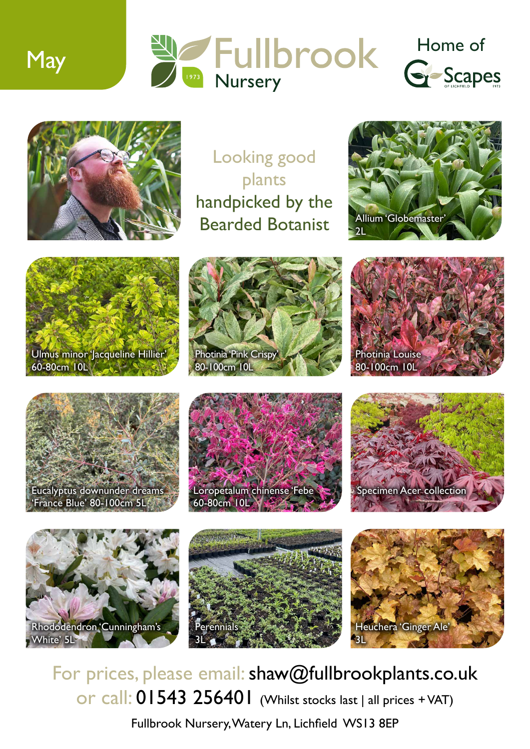May

# Fullbrook Nursery

1973

Home of G-Scapes of Lichfield 1973

## Looking good plants handpicked by the Bearded Botanist

Allium 'Globemaster' 2L

Ulmus minor 'Jacqueline Hillier' 60-80cm 10L

Photinia 'Pink Crispy' 80-100cm 10L

Photinia Louise 80-100cm 10L

Eucalyptus downunder dreams 'France Blue' 80-100cm 5L

Loropetalum chinense 'Febe 60-80cm 10L

Specimen Acer collection

Rhododendron 'Cunningham's White' 5L

Perennials 3L

Heuchera 'Ginger Ale' 3L

For prices, please email: **shaw@fullbrookplants.co.uk**
or call: **01543 256401** (Whilst stocks last | all prices + VAT)

Fullbrook Nursery, Watery Ln, Lichfield WS13 8EP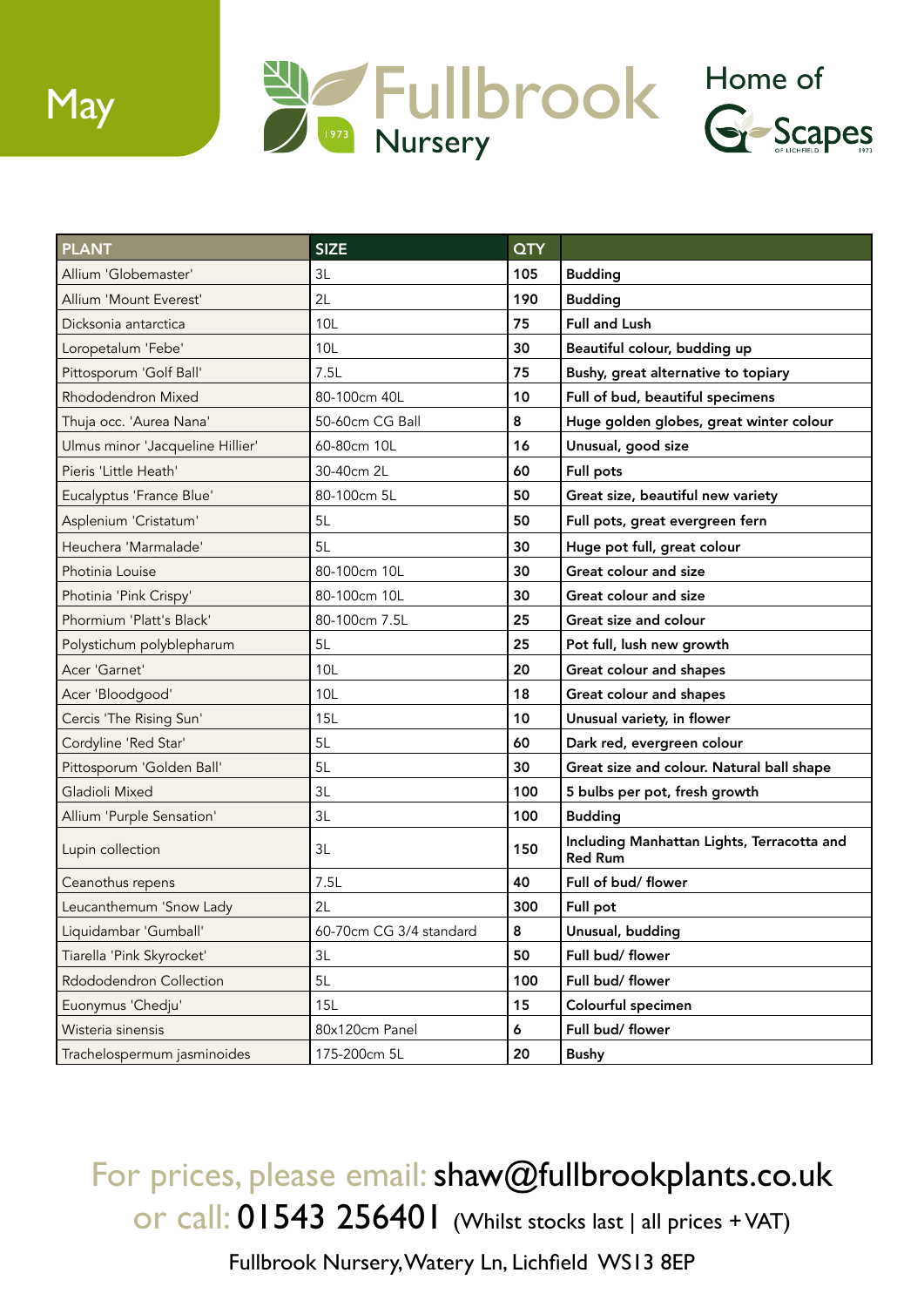May

# Fullbrook Nursery

Home of G-Scapes

| PLANT | SIZE | QTY | |
|---|---|---|---|
| Allium 'Globemaster' | 3L | **105** | **Budding** |
| Allium 'Mount Everest' | 2L | **190** | **Budding** |
| Dicksonia antarctica | 10L | **75** | **Full and Lush** |
| Loropetalum 'Febe' | 10L | **30** | **Beautiful colour, budding up** |
| Pittosporum 'Golf Ball' | 7.5L | **75** | **Bushy, great alternative to topiary** |
| Rhododendron Mixed | 80-100cm 40L | **10** | **Full of bud, beautiful specimens** |
| Thuja occ. 'Aurea Nana' | 50-60cm CG Ball | **8** | **Huge golden globes, great winter colour** |
| Ulmus minor 'Jacqueline Hillier' | 60-80cm 10L | **16** | **Unusual, good size** |
| Pieris 'Little Heath' | 30-40cm 2L | **60** | **Full pots** |
| Eucalyptus 'France Blue' | 80-100cm 5L | **50** | **Great size, beautiful new variety** |
| Asplenium 'Cristatum' | 5L | **50** | **Full pots, great evergreen fern** |
| Heuchera 'Marmalade' | 5L | **30** | **Huge pot full, great colour** |
| Photinia Louise | 80-100cm 10L | **30** | **Great colour and size** |
| Photinia 'Pink Crispy' | 80-100cm 10L | **30** | **Great colour and size** |
| Phormium 'Platt's Black' | 80-100cm 7.5L | **25** | **Great size and colour** |
| Polystichum polyblepharum | 5L | **25** | **Pot full, lush new growth** |
| Acer 'Garnet' | 10L | **20** | **Great colour and shapes** |
| Acer 'Bloodgood' | 10L | **18** | **Great colour and shapes** |
| Cercis 'The Rising Sun' | 15L | **10** | **Unusual variety, in flower** |
| Cordyline 'Red Star' | 5L | **60** | **Dark red, evergreen colour** |
| Pittosporum 'Golden Ball' | 5L | **30** | **Great size and colour. Natural ball shape** |
| Gladioli Mixed | 3L | **100** | **5 bulbs per pot, fresh growth** |
| Allium 'Purple Sensation' | 3L | **100** | **Budding** |
| Lupin collection | 3L | **150** | **Including Manhattan Lights, Terracotta and Red Rum** |
| Ceanothus repens | 7.5L | **40** | **Full of bud/ flower** |
| Leucanthemum 'Snow Lady | 2L | **300** | **Full pot** |
| Liquidambar 'Gumball' | 60-70cm CG 3/4 standard | **8** | **Unusual, budding** |
| Tiarella 'Pink Skyrocket' | 3L | **50** | **Full bud/ flower** |
| Rdododendron Collection | 5L | **100** | **Full bud/ flower** |
| Euonymus 'Chedju' | 15L | **15** | **Colourful specimen** |
| Wisteria sinensis | 80x120cm Panel | **6** | **Full bud/ flower** |
| Trachelospermum jasminoides | 175-200cm 5L | **20** | **Bushy** |

For prices, please email: shaw@fullbrookplants.co.uk
or call: 01543 256401 (Whilst stocks last | all prices + VAT)

Fullbrook Nursery, Watery Ln, Lichfield WS13 8EP